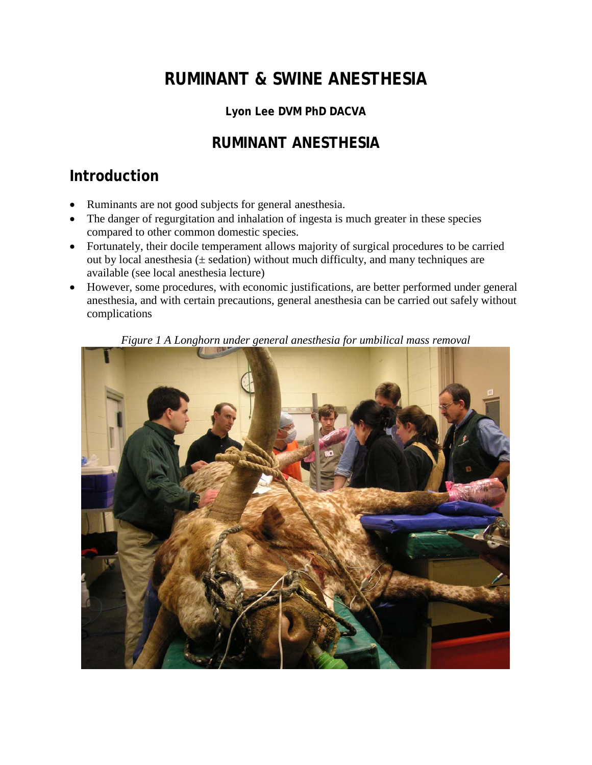# RUMINANT & SWINE ANESTHESIA

**Lyon Lee DVM PhD DACVA**

## RUMINANT ANESTHESIA

## Introduction

- Ruminants are not good subjects for general anesthesia.
- The danger of regurgitation and inhalation of ingesta is much greater in these species compared to other common domestic species.
- Fortunately, their docile temperament allows majority of surgical procedures to be carried out by local anesthesia (± sedation) without much difficulty, and many techniques are available (see local anesthesia lecture)
- However, some procedures, with economic justifications, are better performed under general anesthesia, and with certain precautions, general anesthesia can be carried out safely without complications

*Figure 1 A Longhorn under general anesthesia for umbilical mass removal*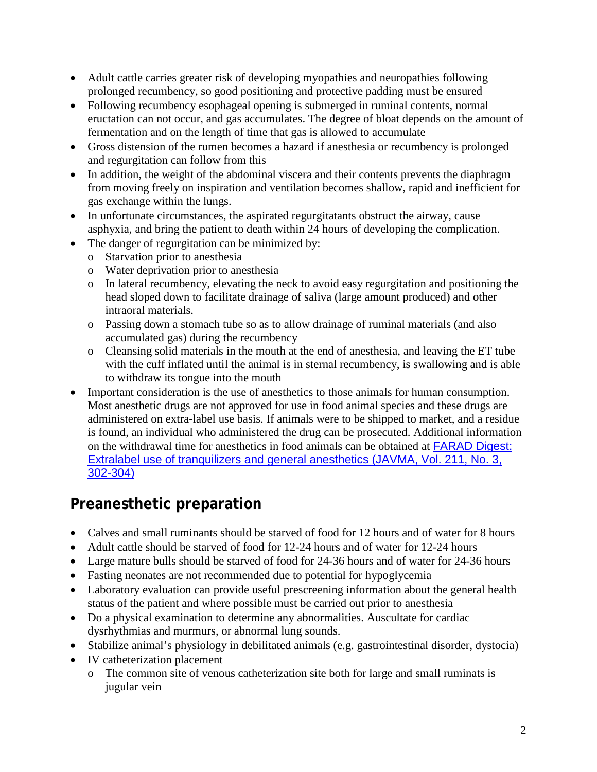- Adult cattle carries greater risk of developing myopathies and neuropathies following prolonged recumbency, so good positioning and protective padding must be ensured
- Following recumbency esophageal opening is submerged in ruminal contents, normal eructation can not occur, and gas accumulates. The degree of bloat depends on the amount of fermentation and on the length of time that gas is allowed to accumulate
- Gross distension of the rumen becomes a hazard if anesthesia or recumbency is prolonged and regurgitation can follow from this
- In addition, the weight of the abdominal viscera and their contents prevents the diaphragm from moving freely on inspiration and ventilation becomes shallow, rapid and inefficient for gas exchange within the lungs.
- In unfortunate circumstances, the aspirated regurgitatants obstruct the airway, cause asphyxia, and bring the patient to death within 24 hours of developing the complication.
- The danger of regurgitation can be minimized by:
  - Starvation prior to anesthesia
  - Water deprivation prior to anesthesia
  - In lateral recumbency, elevating the neck to avoid easy regurgitation and positioning the head sloped down to facilitate drainage of saliva (large amount produced) and other intraoral materials.
  - Passing down a stomach tube so as to allow drainage of ruminal materials (and also accumulated gas) during the recumbency
  - Cleansing solid materials in the mouth at the end of anesthesia, and leaving the ET tube with the cuff inflated until the animal is in sternal recumbency, is swallowing and is able to withdraw its tongue into the mouth
- Important consideration is the use of anesthetics to those animals for human consumption. Most anesthetic drugs are not approved for use in food animal species and these drugs are administered on extra-label use basis. If animals were to be shipped to market, and a residue is found, an individual who administered the drug can be prosecuted. Additional information on the withdrawal time for anesthetics in food animals can be obtained at FARAD Digest: Extralabel use of tranquilizers and general anesthetics (JAVMA, Vol. 211, No. 3, 302-304)

## Preanesthetic preparation

- Calves and small ruminants should be starved of food for 12 hours and of water for 8 hours
- Adult cattle should be starved of food for 12-24 hours and of water for 12-24 hours
- Large mature bulls should be starved of food for 24-36 hours and of water for 24-36 hours
- Fasting neonates are not recommended due to potential for hypoglycemia
- Laboratory evaluation can provide useful prescreening information about the general health status of the patient and where possible must be carried out prior to anesthesia
- Do a physical examination to determine any abnormalities. Auscultate for cardiac dysrhythmias and murmurs, or abnormal lung sounds.
- Stabilize animal's physiology in debilitated animals (e.g. gastrointestinal disorder, dystocia)
- IV catheterization placement
  - The common site of venous catheterization site both for large and small ruminats is jugular vein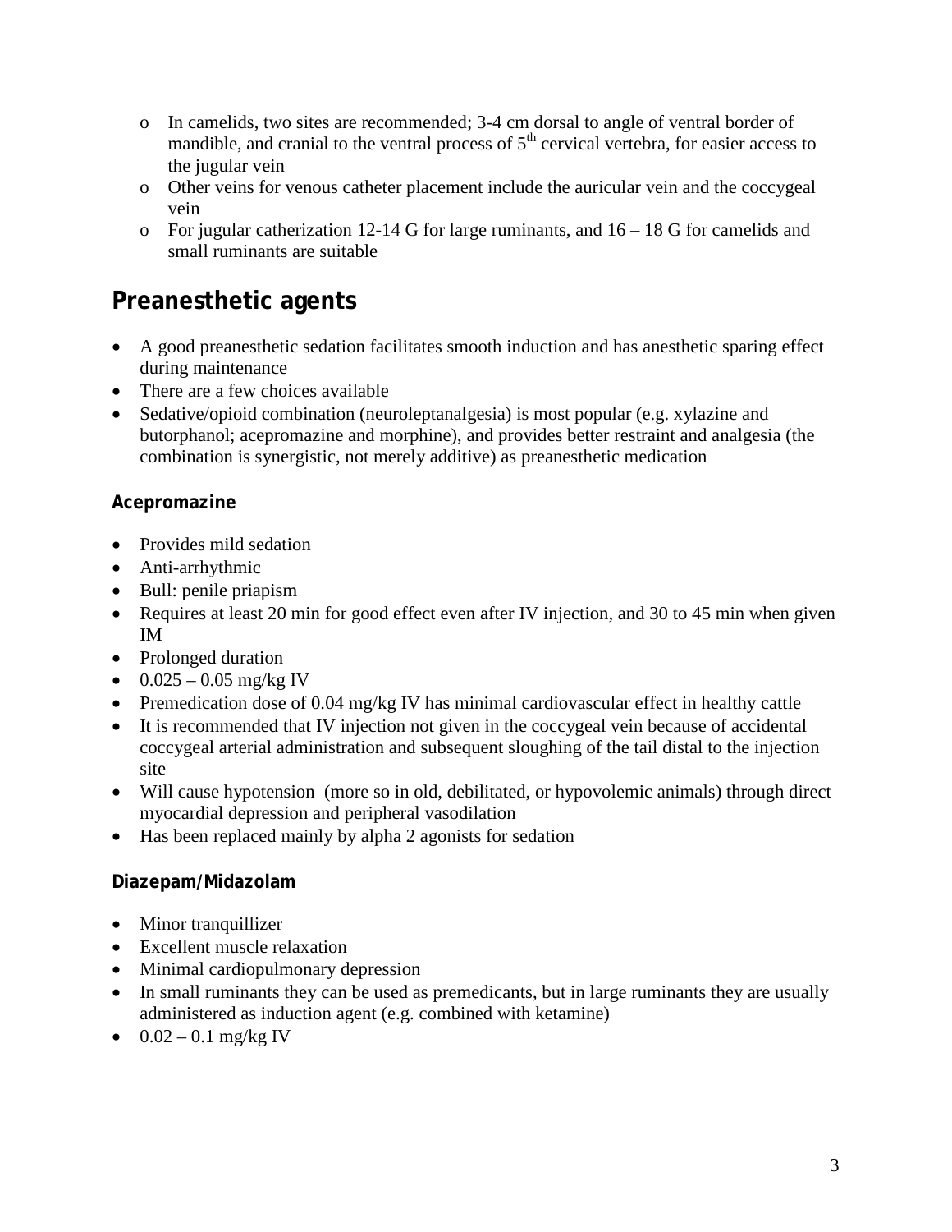- In camelids, two sites are recommended; 3-4 cm dorsal to angle of ventral border of mandible, and cranial to the ventral process of 5$^{th}$ cervical vertebra, for easier access to the jugular vein
- Other veins for venous catheter placement include the auricular vein and the coccygeal vein
- For jugular catherization 12-14 G for large ruminants, and 16 – 18 G for camelids and small ruminants are suitable

## Preanesthetic agents

- A good preanesthetic sedation facilitates smooth induction and has anesthetic sparing effect during maintenance
- There are a few choices available
- Sedative/opioid combination (neuroleptanalgesia) is most popular (e.g. xylazine and butorphanol; acepromazine and morphine), and provides better restraint and analgesia (the combination is synergistic, not merely additive) as preanesthetic medication

### Acepromazine

- Provides mild sedation
- Anti-arrhythmic
- Bull: penile priapism
- Requires at least 20 min for good effect even after IV injection, and 30 to 45 min when given IM
- Prolonged duration
- 0.025 – 0.05 mg/kg IV
- Premedication dose of 0.04 mg/kg IV has minimal cardiovascular effect in healthy cattle
- It is recommended that IV injection not given in the coccygeal vein because of accidental coccygeal arterial administration and subsequent sloughing of the tail distal to the injection site
- Will cause hypotension (more so in old, debilitated, or hypovolemic animals) through direct myocardial depression and peripheral vasodilation
- Has been replaced mainly by alpha 2 agonists for sedation

### Diazepam/Midazolam

- Minor tranquillizer
- Excellent muscle relaxation
- Minimal cardiopulmonary depression
- In small ruminants they can be used as premedicants, but in large ruminants they are usually administered as induction agent (e.g. combined with ketamine)
- 0.02 – 0.1 mg/kg IV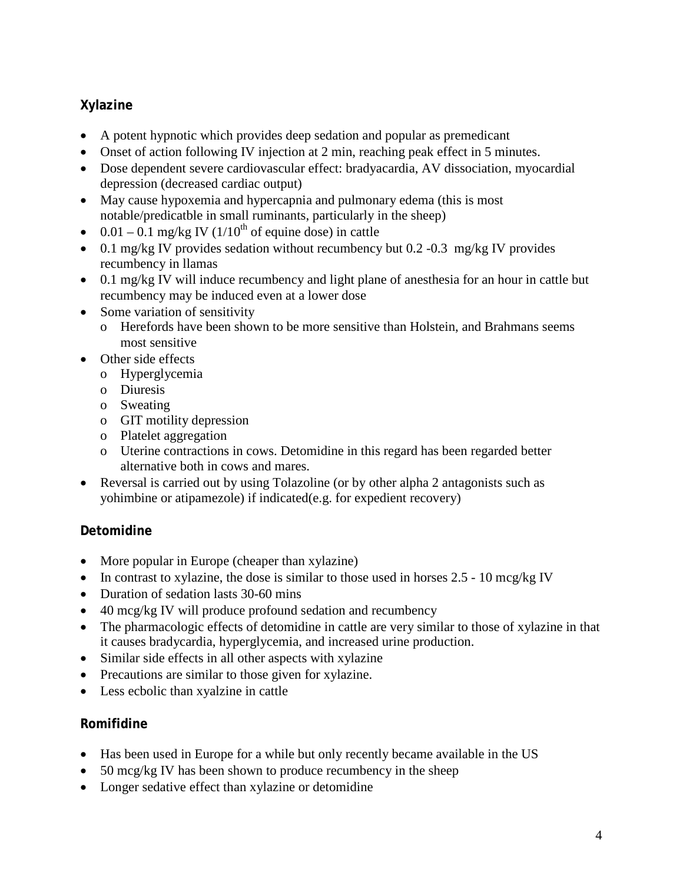### Xylazine

- A potent hypnotic which provides deep sedation and popular as premedicant
- Onset of action following IV injection at 2 min, reaching peak effect in 5 minutes.
- Dose dependent severe cardiovascular effect: bradyacardia, AV dissociation, myocardial depression (decreased cardiac output)
- May cause hypoxemia and hypercapnia and pulmonary edema (this is most notable/predicatble in small ruminants, particularly in the sheep)
- 0.01 – 0.1 mg/kg IV (1/10$^{th}$ of equine dose) in cattle
- 0.1 mg/kg IV provides sedation without recumbency but 0.2 -0.3 mg/kg IV provides recumbency in llamas
- 0.1 mg/kg IV will induce recumbency and light plane of anesthesia for an hour in cattle but recumbency may be induced even at a lower dose
- Some variation of sensitivity
  - Herefords have been shown to be more sensitive than Holstein, and Brahmans seems most sensitive
- Other side effects
  - Hyperglycemia
  - Diuresis
  - Sweating
  - GIT motility depression
  - Platelet aggregation
  - Uterine contractions in cows. Detomidine in this regard has been regarded better alternative both in cows and mares.
- Reversal is carried out by using Tolazoline (or by other alpha 2 antagonists such as yohimbine or atipamezole) if indicated(e.g. for expedient recovery)

### Detomidine

- More popular in Europe (cheaper than xylazine)
- In contrast to xylazine, the dose is similar to those used in horses 2.5 - 10 mcg/kg IV
- Duration of sedation lasts 30-60 mins
- 40 mcg/kg IV will produce profound sedation and recumbency
- The pharmacologic effects of detomidine in cattle are very similar to those of xylazine in that it causes bradycardia, hyperglycemia, and increased urine production.
- Similar side effects in all other aspects with xylazine
- Precautions are similar to those given for xylazine.
- Less ecbolic than xyalzine in cattle

### Romifidine

- Has been used in Europe for a while but only recently became available in the US
- 50 mcg/kg IV has been shown to produce recumbency in the sheep
- Longer sedative effect than xylazine or detomidine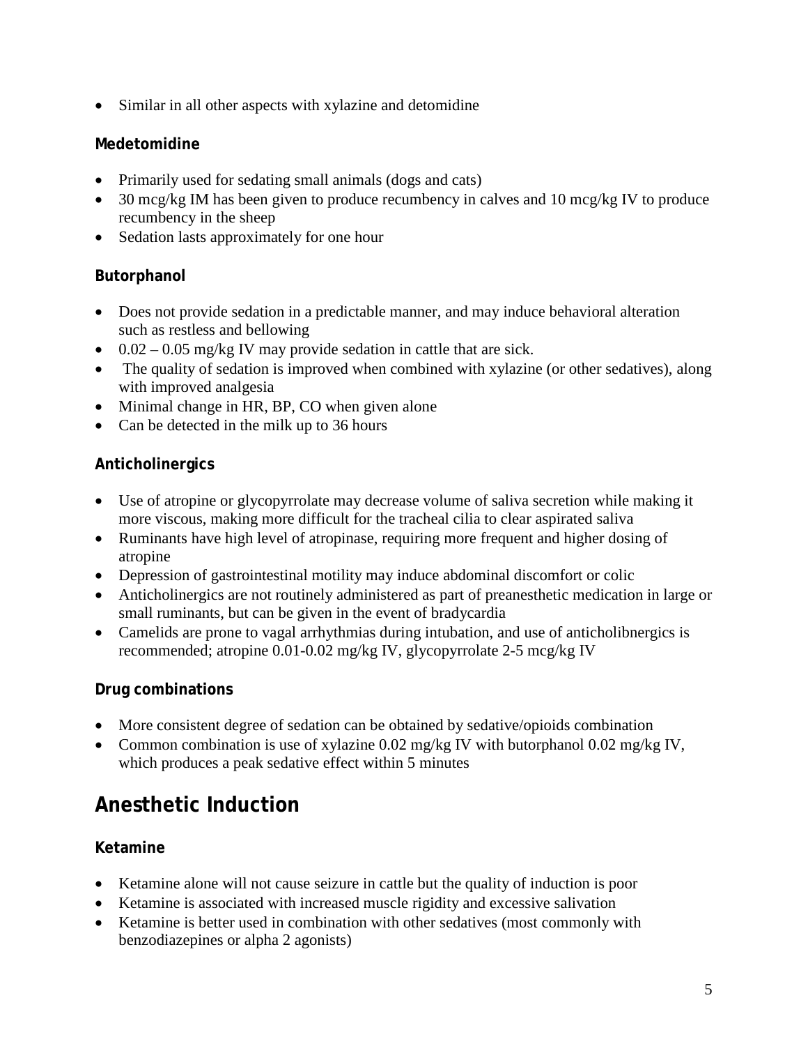- Similar in all other aspects with xylazine and detomidine

### Medetomidine

- Primarily used for sedating small animals (dogs and cats)
- 30 mcg/kg IM has been given to produce recumbency in calves and 10 mcg/kg IV to produce recumbency in the sheep
- Sedation lasts approximately for one hour

### Butorphanol

- Does not provide sedation in a predictable manner, and may induce behavioral alteration such as restless and bellowing
- 0.02 – 0.05 mg/kg IV may provide sedation in cattle that are sick.
- The quality of sedation is improved when combined with xylazine (or other sedatives), along with improved analgesia
- Minimal change in HR, BP, CO when given alone
- Can be detected in the milk up to 36 hours

### Anticholinergics

- Use of atropine or glycopyrrolate may decrease volume of saliva secretion while making it more viscous, making more difficult for the tracheal cilia to clear aspirated saliva
- Ruminants have high level of atropinase, requiring more frequent and higher dosing of atropine
- Depression of gastrointestinal motility may induce abdominal discomfort or colic
- Anticholinergics are not routinely administered as part of preanesthetic medication in large or small ruminants, but can be given in the event of bradycardia
- Camelids are prone to vagal arrhythmias during intubation, and use of anticholibnergics is recommended; atropine 0.01-0.02 mg/kg IV, glycopyrrolate 2-5 mcg/kg IV

### Drug combinations

- More consistent degree of sedation can be obtained by sedative/opioids combination
- Common combination is use of xylazine 0.02 mg/kg IV with butorphanol 0.02 mg/kg IV, which produces a peak sedative effect within 5 minutes

## Anesthetic Induction

### Ketamine

- Ketamine alone will not cause seizure in cattle but the quality of induction is poor
- Ketamine is associated with increased muscle rigidity and excessive salivation
- Ketamine is better used in combination with other sedatives (most commonly with benzodiazepines or alpha 2 agonists)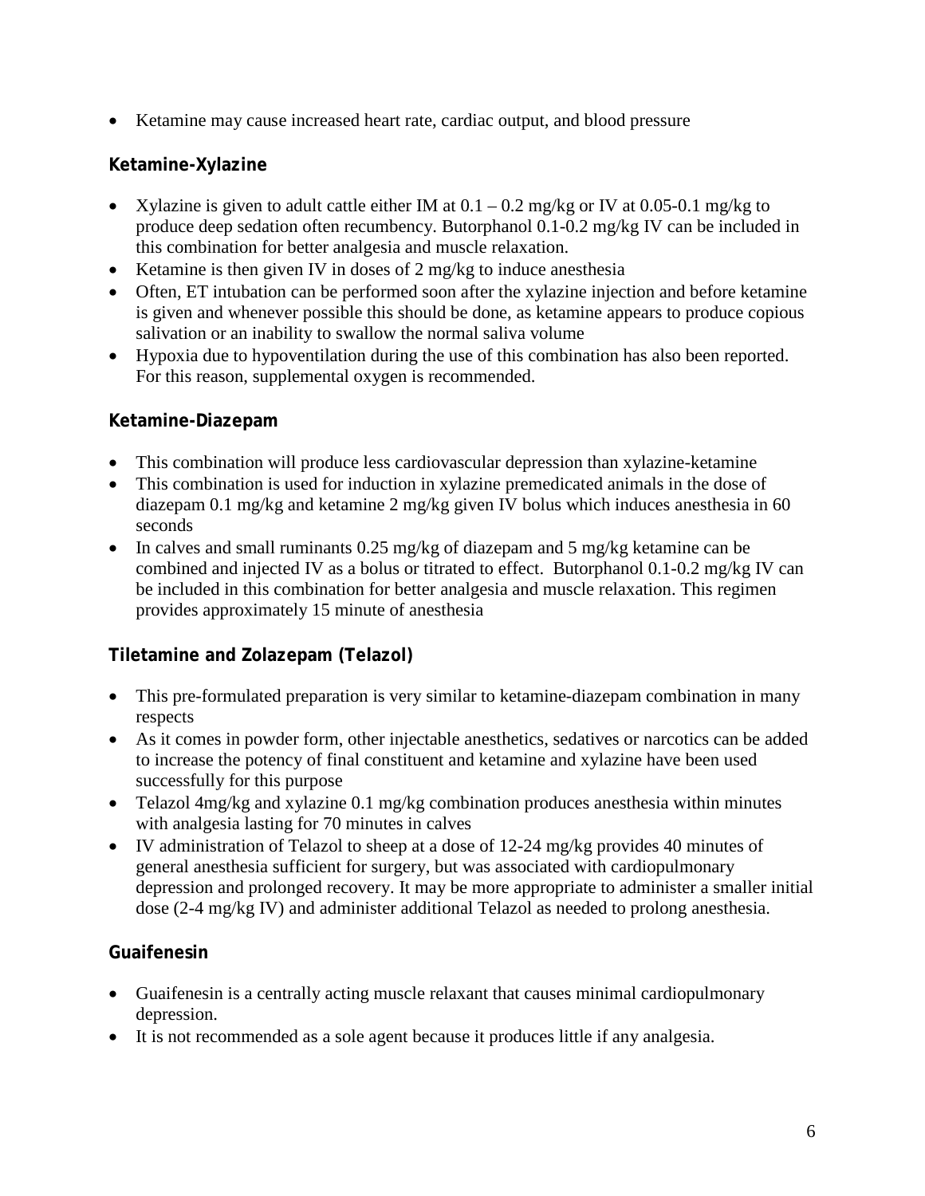- Ketamine may cause increased heart rate, cardiac output, and blood pressure

### Ketamine-Xylazine

- Xylazine is given to adult cattle either IM at 0.1 – 0.2 mg/kg or IV at 0.05-0.1 mg/kg to produce deep sedation often recumbency. Butorphanol 0.1-0.2 mg/kg IV can be included in this combination for better analgesia and muscle relaxation.
- Ketamine is then given IV in doses of 2 mg/kg to induce anesthesia
- Often, ET intubation can be performed soon after the xylazine injection and before ketamine is given and whenever possible this should be done, as ketamine appears to produce copious salivation or an inability to swallow the normal saliva volume
- Hypoxia due to hypoventilation during the use of this combination has also been reported. For this reason, supplemental oxygen is recommended.

### Ketamine-Diazepam

- This combination will produce less cardiovascular depression than xylazine-ketamine
- This combination is used for induction in xylazine premedicated animals in the dose of diazepam 0.1 mg/kg and ketamine 2 mg/kg given IV bolus which induces anesthesia in 60 seconds
- In calves and small ruminants 0.25 mg/kg of diazepam and 5 mg/kg ketamine can be combined and injected IV as a bolus or titrated to effect. Butorphanol 0.1-0.2 mg/kg IV can be included in this combination for better analgesia and muscle relaxation. This regimen provides approximately 15 minute of anesthesia

### Tiletamine and Zolazepam (Telazol)

- This pre-formulated preparation is very similar to ketamine-diazepam combination in many respects
- As it comes in powder form, other injectable anesthetics, sedatives or narcotics can be added to increase the potency of final constituent and ketamine and xylazine have been used successfully for this purpose
- Telazol 4mg/kg and xylazine 0.1 mg/kg combination produces anesthesia within minutes with analgesia lasting for 70 minutes in calves
- IV administration of Telazol to sheep at a dose of 12-24 mg/kg provides 40 minutes of general anesthesia sufficient for surgery, but was associated with cardiopulmonary depression and prolonged recovery. It may be more appropriate to administer a smaller initial dose (2-4 mg/kg IV) and administer additional Telazol as needed to prolong anesthesia.

### Guaifenesin

- Guaifenesin is a centrally acting muscle relaxant that causes minimal cardiopulmonary depression.
- It is not recommended as a sole agent because it produces little if any analgesia.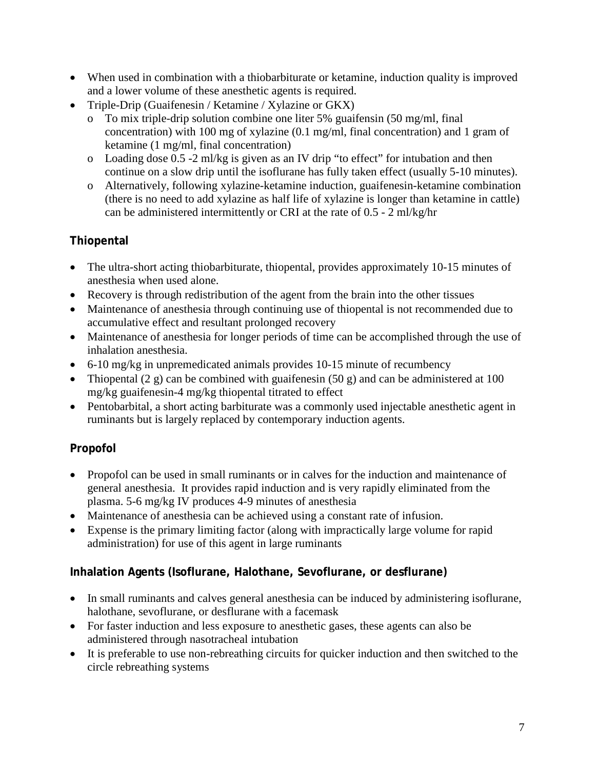- When used in combination with a thiobarbiturate or ketamine, induction quality is improved and a lower volume of these anesthetic agents is required.
- Triple-Drip (Guaifenesin / Ketamine / Xylazine or GKX)
  - To mix triple-drip solution combine one liter 5% guaifensin (50 mg/ml, final concentration) with 100 mg of xylazine (0.1 mg/ml, final concentration) and 1 gram of ketamine (1 mg/ml, final concentration)
  - Loading dose 0.5 -2 ml/kg is given as an IV drip "to effect" for intubation and then continue on a slow drip until the isoflurane has fully taken effect (usually 5-10 minutes).
  - Alternatively, following xylazine-ketamine induction, guaifenesin-ketamine combination (there is no need to add xylazine as half life of xylazine is longer than ketamine in cattle) can be administered intermittently or CRI at the rate of 0.5 - 2 ml/kg/hr

## Thiopental

- The ultra-short acting thiobarbiturate, thiopental, provides approximately 10-15 minutes of anesthesia when used alone.
- Recovery is through redistribution of the agent from the brain into the other tissues
- Maintenance of anesthesia through continuing use of thiopental is not recommended due to accumulative effect and resultant prolonged recovery
- Maintenance of anesthesia for longer periods of time can be accomplished through the use of inhalation anesthesia.
- 6-10 mg/kg in unpremedicated animals provides 10-15 minute of recumbency
- Thiopental (2 g) can be combined with guaifenesin (50 g) and can be administered at 100 mg/kg guaifenesin-4 mg/kg thiopental titrated to effect
- Pentobarbital, a short acting barbiturate was a commonly used injectable anesthetic agent in ruminants but is largely replaced by contemporary induction agents.

## Propofol

- Propofol can be used in small ruminants or in calves for the induction and maintenance of general anesthesia. It provides rapid induction and is very rapidly eliminated from the plasma. 5-6 mg/kg IV produces 4-9 minutes of anesthesia
- Maintenance of anesthesia can be achieved using a constant rate of infusion.
- Expense is the primary limiting factor (along with impractically large volume for rapid administration) for use of this agent in large ruminants

## Inhalation Agents (Isoflurane, Halothane, Sevoflurane, or desflurane)

- In small ruminants and calves general anesthesia can be induced by administering isoflurane, halothane, sevoflurane, or desflurane with a facemask
- For faster induction and less exposure to anesthetic gases, these agents can also be administered through nasotracheal intubation
- It is preferable to use non-rebreathing circuits for quicker induction and then switched to the circle rebreathing systems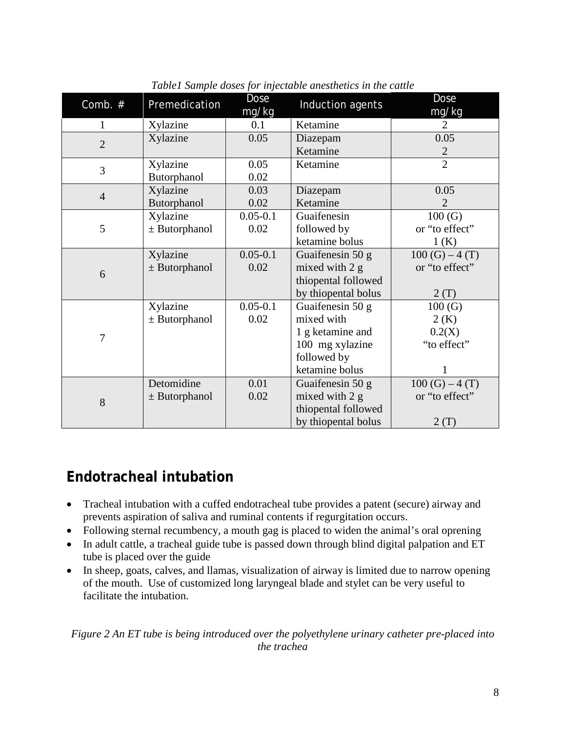*Table1 Sample doses for injectable anesthetics in the cattle*

| Comb. # | Premedication | Dose mg/kg | Induction agents | Dose mg/kg |
|---|---|---|---|---|
| 1 | Xylazine | 0.1 | Ketamine | 2 |
| 2 | Xylazine | 0.05 | Diazepam<br>Ketamine | 0.05<br>2 |
| 3 | Xylazine<br>Butorphanol | 0.05<br>0.02 | Ketamine | 2 |
| 4 | Xylazine<br>Butorphanol | 0.03<br>0.02 | Diazepam<br>Ketamine | 0.05<br>2 |
| 5 | Xylazine<br>± Butorphanol | 0.05-0.1<br>0.02 | Guaifenesin followed by ketamine bolus | 100 (G) or "to effect"<br>1 (K) |
| 6 | Xylazine<br>± Butorphanol | 0.05-0.1<br>0.02 | Guaifenesin 50 g mixed with 2 g thiopental followed by thiopental bolus | 100 (G) – 4 (T) or "to effect"<br>2 (T) |
| 7 | Xylazine<br>± Butorphanol | 0.05-0.1<br>0.02 | Guaifenesin 50 g mixed with 1 g ketamine and 100 mg xylazine followed by ketamine bolus | 100 (G)<br>2 (K)<br>0.2(X)<br>"to effect"<br>1 |
| 8 | Detomidine<br>± Butorphanol | 0.01<br>0.02 | Guaifenesin 50 g mixed with 2 g thiopental followed by thiopental bolus | 100 (G) – 4 (T) or "to effect"<br>2 (T) |

## Endotracheal intubation

- Tracheal intubation with a cuffed endotracheal tube provides a patent (secure) airway and prevents aspiration of saliva and ruminal contents if regurgitation occurs.
- Following sternal recumbency, a mouth gag is placed to widen the animal's oral oprening
- In adult cattle, a tracheal guide tube is passed down through blind digital palpation and ET tube is placed over the guide
- In sheep, goats, calves, and llamas, visualization of airway is limited due to narrow opening of the mouth. Use of customized long laryngeal blade and stylet can be very useful to facilitate the intubation.

*Figure 2 An ET tube is being introduced over the polyethylene urinary catheter pre-placed into the trachea*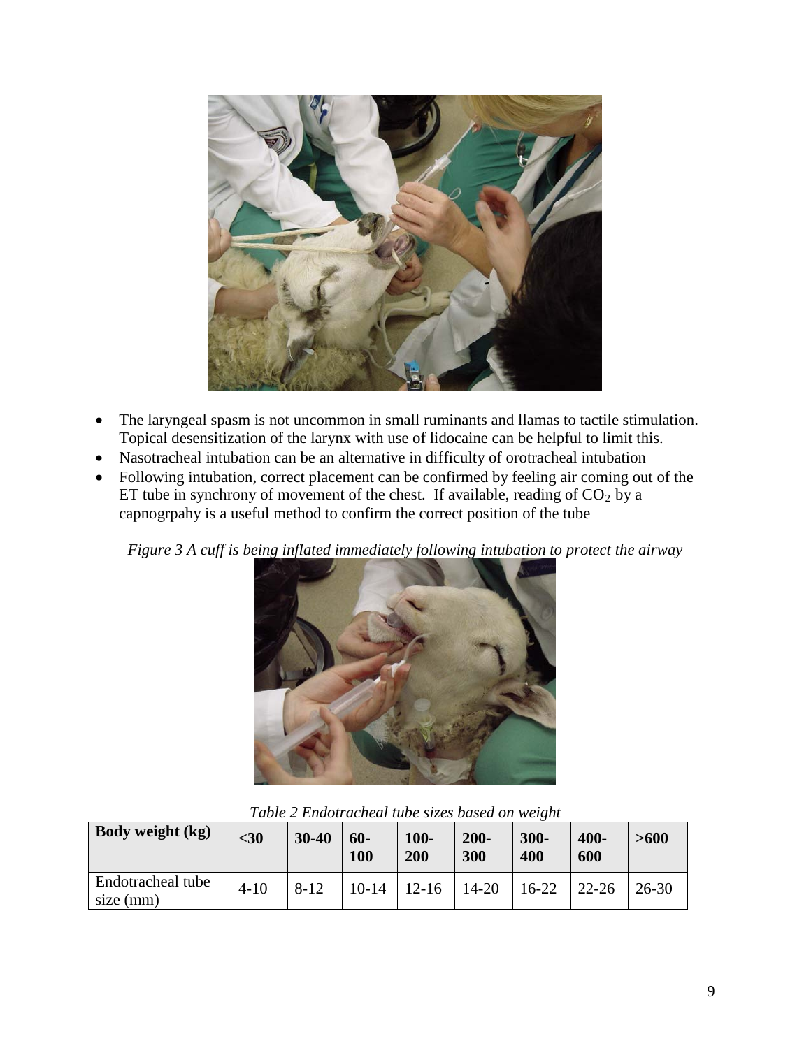- The laryngeal spasm is not uncommon in small ruminants and llamas to tactile stimulation. Topical desensitization of the larynx with use of lidocaine can be helpful to limit this.
- Nasotracheal intubation can be an alternative in difficulty of orotracheal intubation
- Following intubation, correct placement can be confirmed by feeling air coming out of the ET tube in synchrony of movement of the chest. If available, reading of $CO_2$ by a capnogrpahy is a useful method to confirm the correct position of the tube

*Figure 3 A cuff is being inflated immediately following intubation to protect the airway*

*Table 2 Endotracheal tube sizes based on weight*

| **Body weight (kg)** | **<30** | **30-40** | **60-100** | **100-200** | **200-300** | **300-400** | **400-600** | **>600** |
|---|---|---|---|---|---|---|---|---|
| Endotracheal tube size (mm) | 4-10 | 8-12 | 10-14 | 12-16 | 14-20 | 16-22 | 22-26 | 26-30 |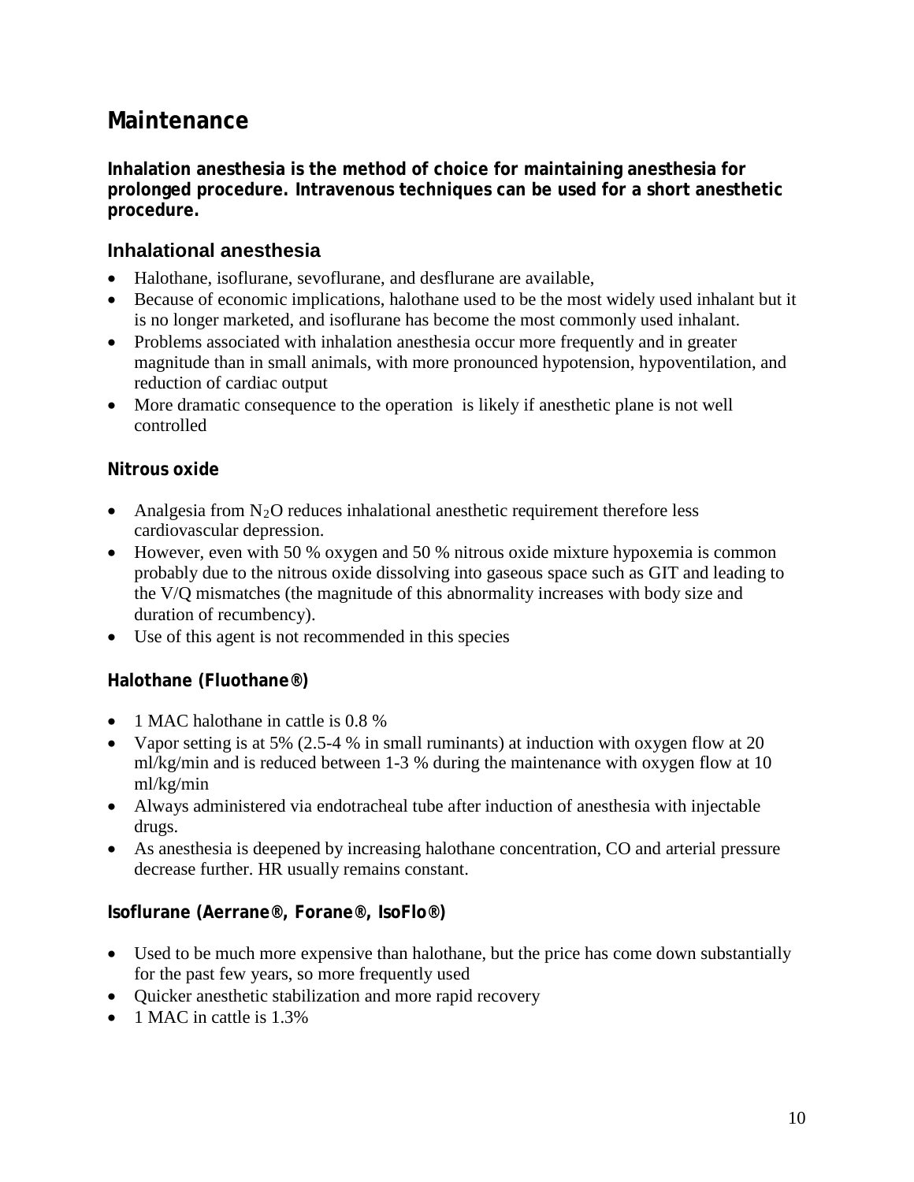## Maintenance

**Inhalation anesthesia is the method of choice for maintaining anesthesia for prolonged procedure. Intravenous techniques can be used for a short anesthetic procedure.**

### Inhalational anesthesia

- Halothane, isoflurane, sevoflurane, and desflurane are available,
- Because of economic implications, halothane used to be the most widely used inhalant but it is no longer marketed, and isoflurane has become the most commonly used inhalant.
- Problems associated with inhalation anesthesia occur more frequently and in greater magnitude than in small animals, with more pronounced hypotension, hypoventilation, and reduction of cardiac output
- More dramatic consequence to the operation is likely if anesthetic plane is not well controlled

#### Nitrous oxide

- Analgesia from $N_2O$ reduces inhalational anesthetic requirement therefore less cardiovascular depression.
- However, even with 50 % oxygen and 50 % nitrous oxide mixture hypoxemia is common probably due to the nitrous oxide dissolving into gaseous space such as GIT and leading to the V/Q mismatches (the magnitude of this abnormality increases with body size and duration of recumbency).
- Use of this agent is not recommended in this species

#### Halothane (Fluothane®)

- 1 MAC halothane in cattle is 0.8 %
- Vapor setting is at 5% (2.5-4 % in small ruminants) at induction with oxygen flow at 20 ml/kg/min and is reduced between 1-3 % during the maintenance with oxygen flow at 10 ml/kg/min
- Always administered via endotracheal tube after induction of anesthesia with injectable drugs.
- As anesthesia is deepened by increasing halothane concentration, CO and arterial pressure decrease further. HR usually remains constant.

#### Isoflurane (Aerrane®, Forane®, IsoFlo®)

- Used to be much more expensive than halothane, but the price has come down substantially for the past few years, so more frequently used
- Quicker anesthetic stabilization and more rapid recovery
- 1 MAC in cattle is 1.3%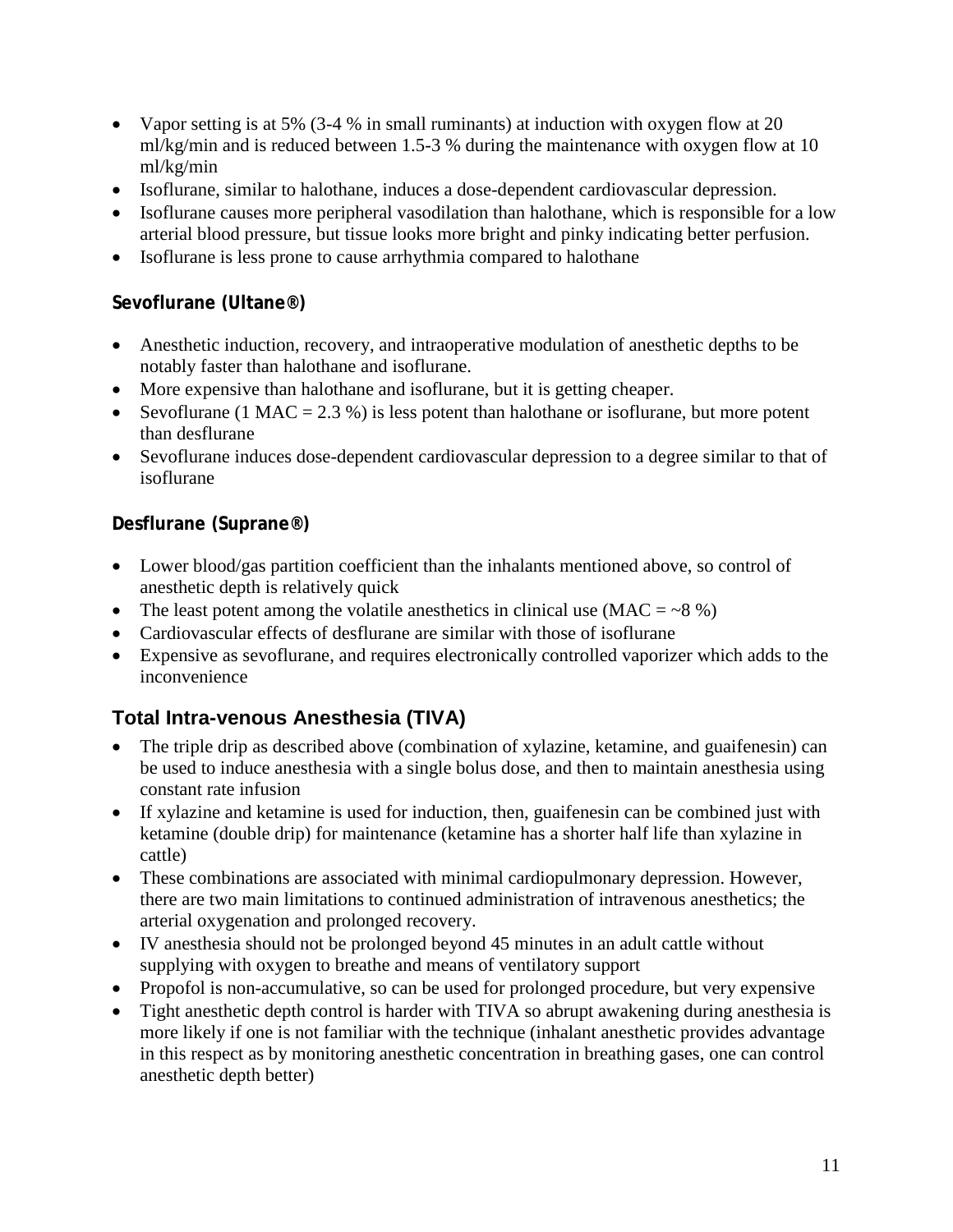- Vapor setting is at 5% (3-4 % in small ruminants) at induction with oxygen flow at 20 ml/kg/min and is reduced between 1.5-3 % during the maintenance with oxygen flow at 10 ml/kg/min
- Isoflurane, similar to halothane, induces a dose-dependent cardiovascular depression.
- Isoflurane causes more peripheral vasodilation than halothane, which is responsible for a low arterial blood pressure, but tissue looks more bright and pinky indicating better perfusion.
- Isoflurane is less prone to cause arrhythmia compared to halothane

### Sevoflurane (Ultane®)

- Anesthetic induction, recovery, and intraoperative modulation of anesthetic depths to be notably faster than halothane and isoflurane.
- More expensive than halothane and isoflurane, but it is getting cheaper.
- Sevoflurane (1 MAC = 2.3 %) is less potent than halothane or isoflurane, but more potent than desflurane
- Sevoflurane induces dose-dependent cardiovascular depression to a degree similar to that of isoflurane

### Desflurane (Suprane®)

- Lower blood/gas partition coefficient than the inhalants mentioned above, so control of anesthetic depth is relatively quick
- The least potent among the volatile anesthetics in clinical use (MAC = ~8 %)
- Cardiovascular effects of desflurane are similar with those of isoflurane
- Expensive as sevoflurane, and requires electronically controlled vaporizer which adds to the inconvenience

## Total Intra-venous Anesthesia (TIVA)

- The triple drip as described above (combination of xylazine, ketamine, and guaifenesin) can be used to induce anesthesia with a single bolus dose, and then to maintain anesthesia using constant rate infusion
- If xylazine and ketamine is used for induction, then, guaifenesin can be combined just with ketamine (double drip) for maintenance (ketamine has a shorter half life than xylazine in cattle)
- These combinations are associated with minimal cardiopulmonary depression. However, there are two main limitations to continued administration of intravenous anesthetics; the arterial oxygenation and prolonged recovery.
- IV anesthesia should not be prolonged beyond 45 minutes in an adult cattle without supplying with oxygen to breathe and means of ventilatory support
- Propofol is non-accumulative, so can be used for prolonged procedure, but very expensive
- Tight anesthetic depth control is harder with TIVA so abrupt awakening during anesthesia is more likely if one is not familiar with the technique (inhalant anesthetic provides advantage in this respect as by monitoring anesthetic concentration in breathing gases, one can control anesthetic depth better)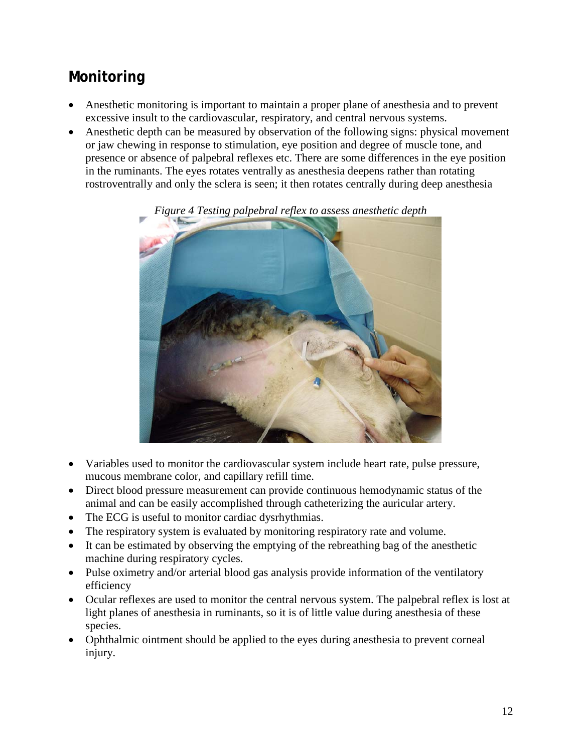## Monitoring

- Anesthetic monitoring is important to maintain a proper plane of anesthesia and to prevent excessive insult to the cardiovascular, respiratory, and central nervous systems.
- Anesthetic depth can be measured by observation of the following signs: physical movement or jaw chewing in response to stimulation, eye position and degree of muscle tone, and presence or absence of palpebral reflexes etc. There are some differences in the eye position in the ruminants. The eyes rotates ventrally as anesthesia deepens rather than rotating rostroventrally and only the sclera is seen; it then rotates centrally during deep anesthesia

*Figure 4 Testing palpebral reflex to assess anesthetic depth*

- Variables used to monitor the cardiovascular system include heart rate, pulse pressure, mucous membrane color, and capillary refill time.
- Direct blood pressure measurement can provide continuous hemodynamic status of the animal and can be easily accomplished through catheterizing the auricular artery.
- The ECG is useful to monitor cardiac dysrhythmias.
- The respiratory system is evaluated by monitoring respiratory rate and volume.
- It can be estimated by observing the emptying of the rebreathing bag of the anesthetic machine during respiratory cycles.
- Pulse oximetry and/or arterial blood gas analysis provide information of the ventilatory efficiency
- Ocular reflexes are used to monitor the central nervous system. The palpebral reflex is lost at light planes of anesthesia in ruminants, so it is of little value during anesthesia of these species.
- Ophthalmic ointment should be applied to the eyes during anesthesia to prevent corneal injury.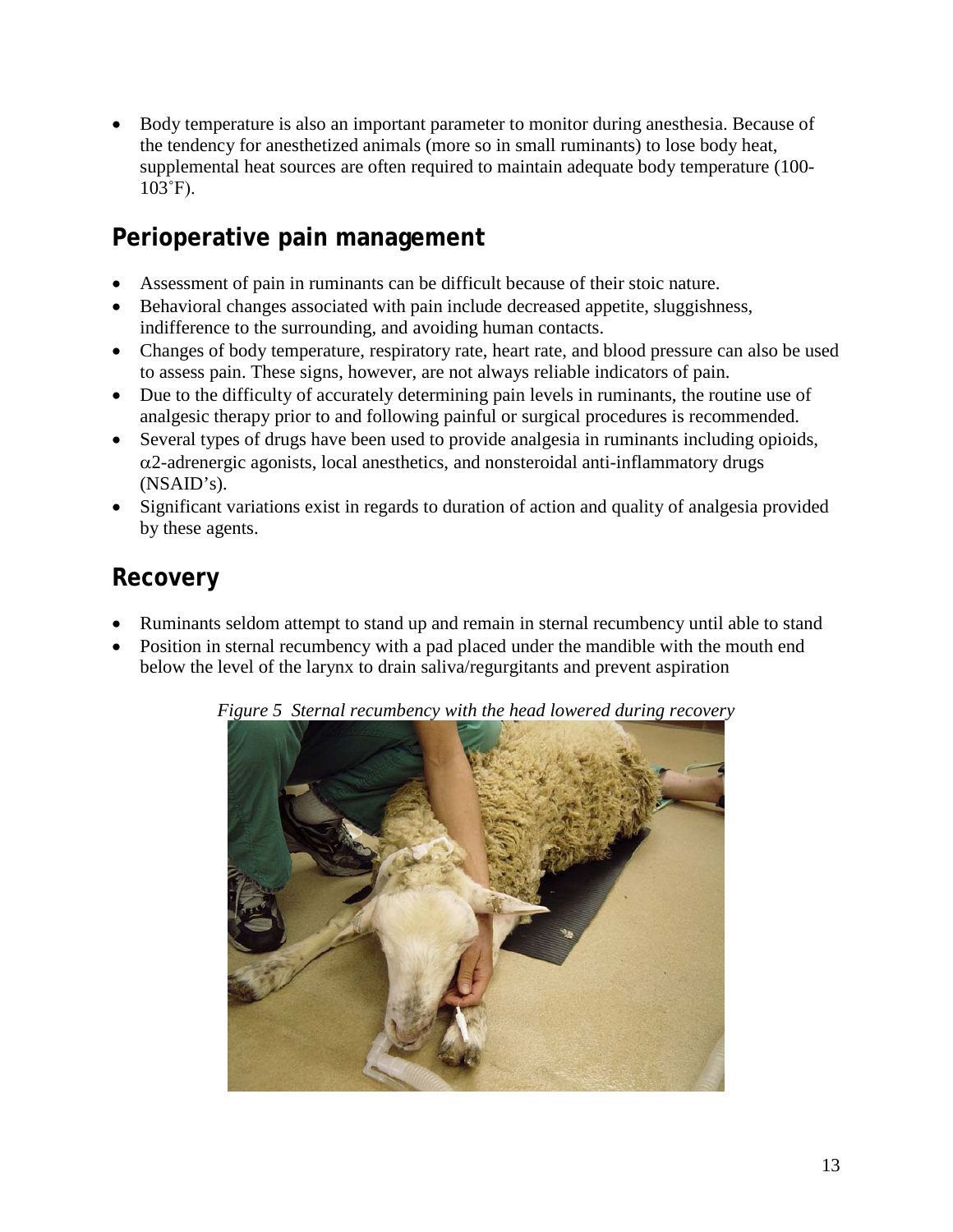- Body temperature is also an important parameter to monitor during anesthesia. Because of the tendency for anesthetized animals (more so in small ruminants) to lose body heat, supplemental heat sources are often required to maintain adequate body temperature (100-103˚F).

## Perioperative pain management

- Assessment of pain in ruminants can be difficult because of their stoic nature.
- Behavioral changes associated with pain include decreased appetite, sluggishness, indifference to the surrounding, and avoiding human contacts.
- Changes of body temperature, respiratory rate, heart rate, and blood pressure can also be used to assess pain. These signs, however, are not always reliable indicators of pain.
- Due to the difficulty of accurately determining pain levels in ruminants, the routine use of analgesic therapy prior to and following painful or surgical procedures is recommended.
- Several types of drugs have been used to provide analgesia in ruminants including opioids, $\alpha$2-adrenergic agonists, local anesthetics, and nonsteroidal anti-inflammatory drugs (NSAID's).
- Significant variations exist in regards to duration of action and quality of analgesia provided by these agents.

## Recovery

- Ruminants seldom attempt to stand up and remain in sternal recumbency until able to stand
- Position in sternal recumbency with a pad placed under the mandible with the mouth end below the level of the larynx to drain saliva/regurgitants and prevent aspiration

*Figure 5 Sternal recumbency with the head lowered during recovery*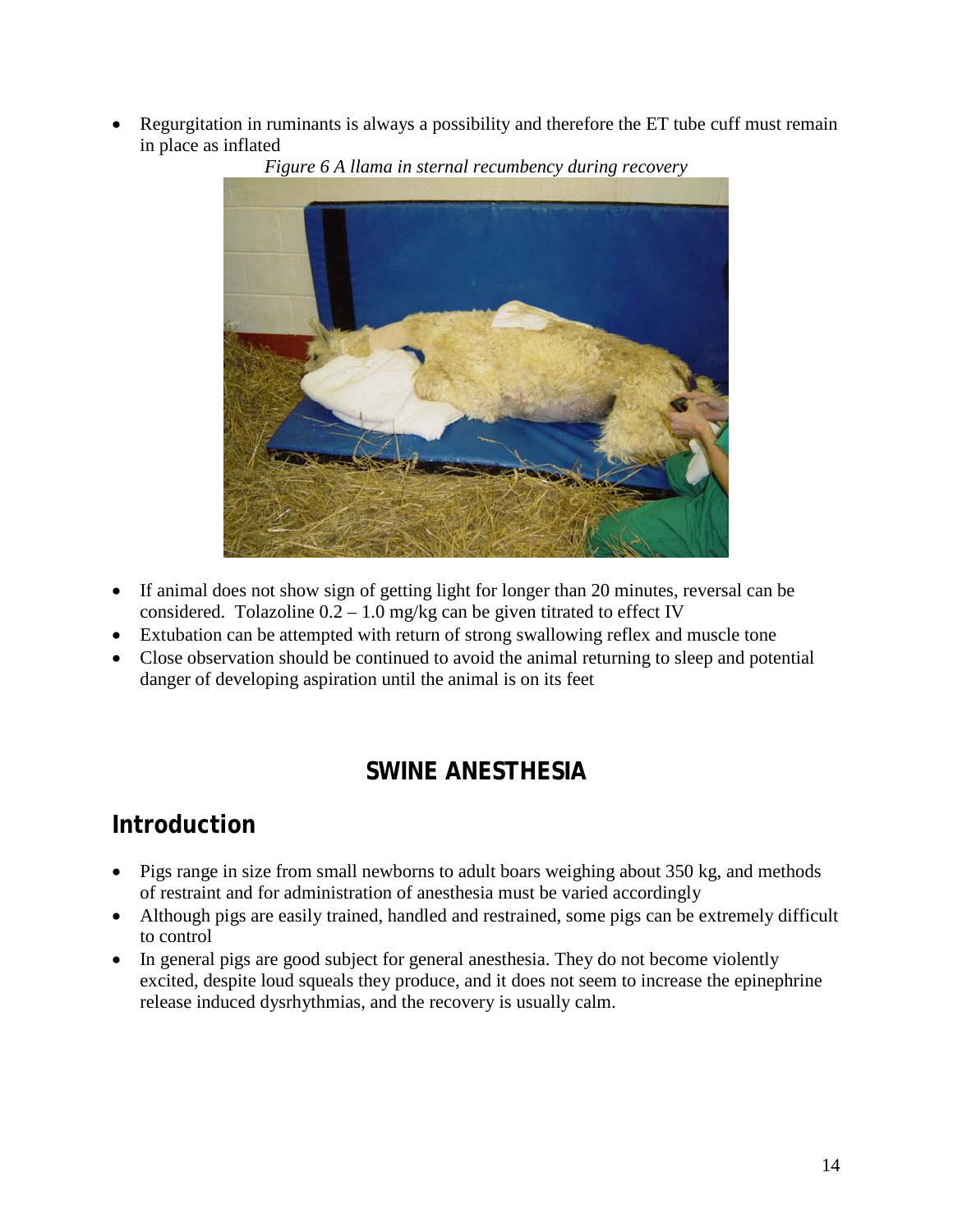- Regurgitation in ruminants is always a possibility and therefore the ET tube cuff must remain in place as inflated

*Figure 6 A llama in sternal recumbency during recovery*

- If animal does not show sign of getting light for longer than 20 minutes, reversal can be considered. Tolazoline 0.2 – 1.0 mg/kg can be given titrated to effect IV
- Extubation can be attempted with return of strong swallowing reflex and muscle tone
- Close observation should be continued to avoid the animal returning to sleep and potential danger of developing aspiration until the animal is on its feet

# SWINE ANESTHESIA

## Introduction

- Pigs range in size from small newborns to adult boars weighing about 350 kg, and methods of restraint and for administration of anesthesia must be varied accordingly
- Although pigs are easily trained, handled and restrained, some pigs can be extremely difficult to control
- In general pigs are good subject for general anesthesia. They do not become violently excited, despite loud squeals they produce, and it does not seem to increase the epinephrine release induced dysrhythmias, and the recovery is usually calm.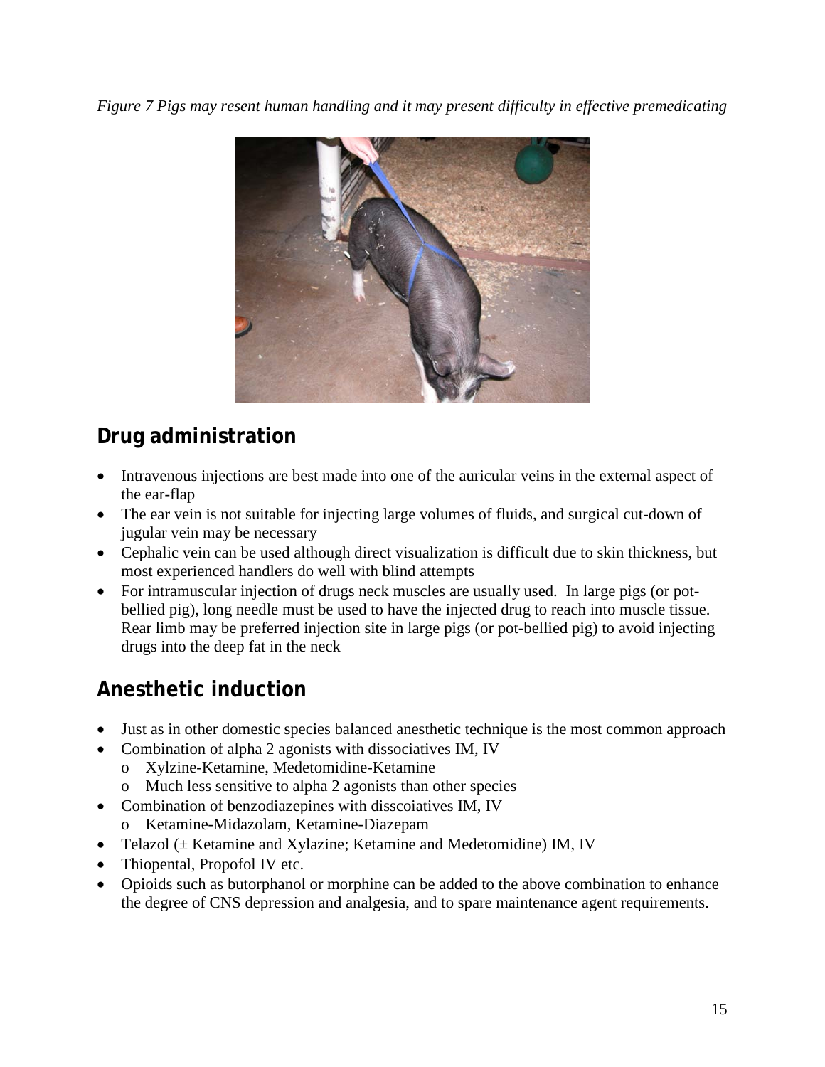*Figure 7 Pigs may resent human handling and it may present difficulty in effective premedicating*

## Drug administration

- Intravenous injections are best made into one of the auricular veins in the external aspect of the ear-flap
- The ear vein is not suitable for injecting large volumes of fluids, and surgical cut-down of jugular vein may be necessary
- Cephalic vein can be used although direct visualization is difficult due to skin thickness, but most experienced handlers do well with blind attempts
- For intramuscular injection of drugs neck muscles are usually used. In large pigs (or pot-bellied pig), long needle must be used to have the injected drug to reach into muscle tissue. Rear limb may be preferred injection site in large pigs (or pot-bellied pig) to avoid injecting drugs into the deep fat in the neck

## Anesthetic induction

- Just as in other domestic species balanced anesthetic technique is the most common approach
- Combination of alpha 2 agonists with dissociatives IM, IV
  - Xylzine-Ketamine, Medetomidine-Ketamine
  - Much less sensitive to alpha 2 agonists than other species
- Combination of benzodiazepines with disscoiatives IM, IV
  - Ketamine-Midazolam, Ketamine-Diazepam
- Telazol (± Ketamine and Xylazine; Ketamine and Medetomidine) IM, IV
- Thiopental, Propofol IV etc.
- Opioids such as butorphanol or morphine can be added to the above combination to enhance the degree of CNS depression and analgesia, and to spare maintenance agent requirements.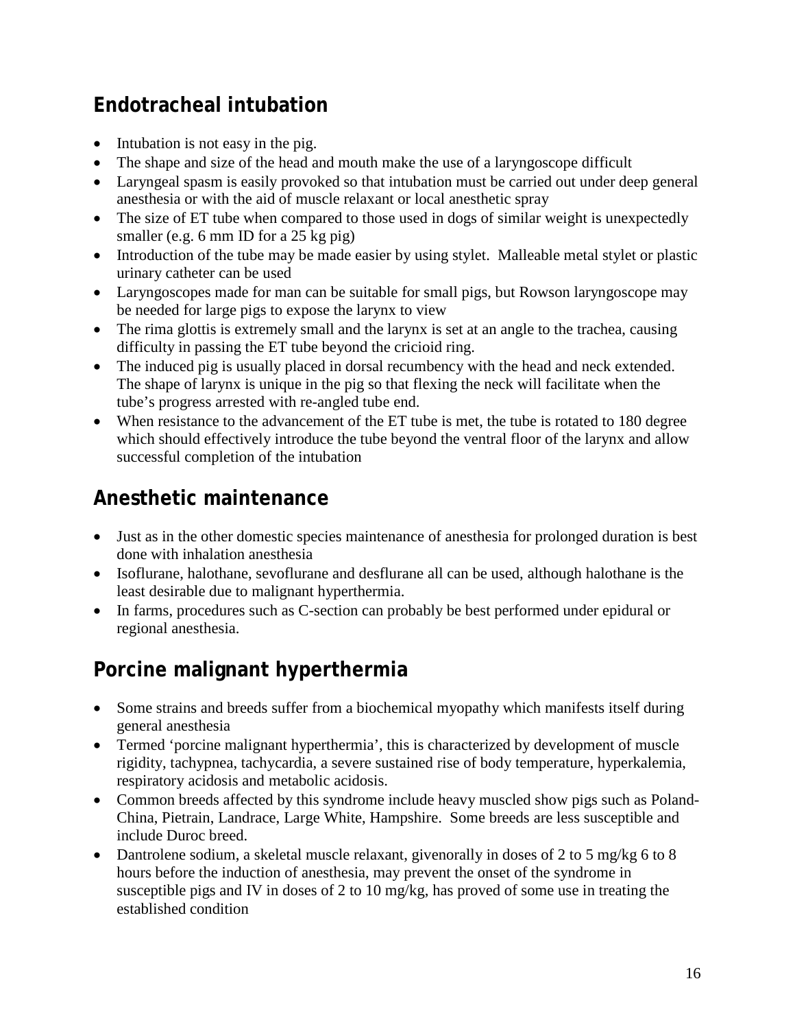## Endotracheal intubation

- Intubation is not easy in the pig.
- The shape and size of the head and mouth make the use of a laryngoscope difficult
- Laryngeal spasm is easily provoked so that intubation must be carried out under deep general anesthesia or with the aid of muscle relaxant or local anesthetic spray
- The size of ET tube when compared to those used in dogs of similar weight is unexpectedly smaller (e.g. 6 mm ID for a 25 kg pig)
- Introduction of the tube may be made easier by using stylet. Malleable metal stylet or plastic urinary catheter can be used
- Laryngoscopes made for man can be suitable for small pigs, but Rowson laryngoscope may be needed for large pigs to expose the larynx to view
- The rima glottis is extremely small and the larynx is set at an angle to the trachea, causing difficulty in passing the ET tube beyond the cricioid ring.
- The induced pig is usually placed in dorsal recumbency with the head and neck extended. The shape of larynx is unique in the pig so that flexing the neck will facilitate when the tube's progress arrested with re-angled tube end.
- When resistance to the advancement of the ET tube is met, the tube is rotated to 180 degree which should effectively introduce the tube beyond the ventral floor of the larynx and allow successful completion of the intubation

## Anesthetic maintenance

- Just as in the other domestic species maintenance of anesthesia for prolonged duration is best done with inhalation anesthesia
- Isoflurane, halothane, sevoflurane and desflurane all can be used, although halothane is the least desirable due to malignant hyperthermia.
- In farms, procedures such as C-section can probably be best performed under epidural or regional anesthesia.

## Porcine malignant hyperthermia

- Some strains and breeds suffer from a biochemical myopathy which manifests itself during general anesthesia
- Termed 'porcine malignant hyperthermia', this is characterized by development of muscle rigidity, tachypnea, tachycardia, a severe sustained rise of body temperature, hyperkalemia, respiratory acidosis and metabolic acidosis.
- Common breeds affected by this syndrome include heavy muscled show pigs such as Poland-China, Pietrain, Landrace, Large White, Hampshire. Some breeds are less susceptible and include Duroc breed.
- Dantrolene sodium, a skeletal muscle relaxant, givenorally in doses of 2 to 5 mg/kg 6 to 8 hours before the induction of anesthesia, may prevent the onset of the syndrome in susceptible pigs and IV in doses of 2 to 10 mg/kg, has proved of some use in treating the established condition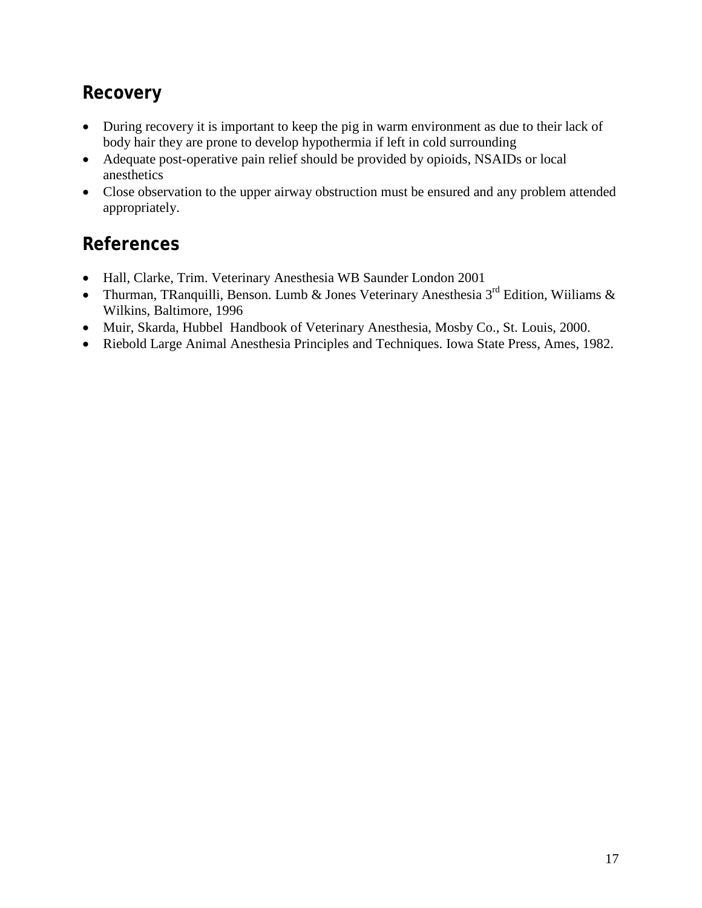## Recovery

- During recovery it is important to keep the pig in warm environment as due to their lack of body hair they are prone to develop hypothermia if left in cold surrounding
- Adequate post-operative pain relief should be provided by opioids, NSAIDs or local anesthetics
- Close observation to the upper airway obstruction must be ensured and any problem attended appropriately.

## References

- Hall, Clarke, Trim. Veterinary Anesthesia WB Saunder London 2001
- Thurman, TRanquilli, Benson. Lumb & Jones Veterinary Anesthesia 3rd Edition, Wiiliams & Wilkins, Baltimore, 1996
- Muir, Skarda, Hubbel Handbook of Veterinary Anesthesia, Mosby Co., St. Louis, 2000.
- Riebold Large Animal Anesthesia Principles and Techniques. Iowa State Press, Ames, 1982.